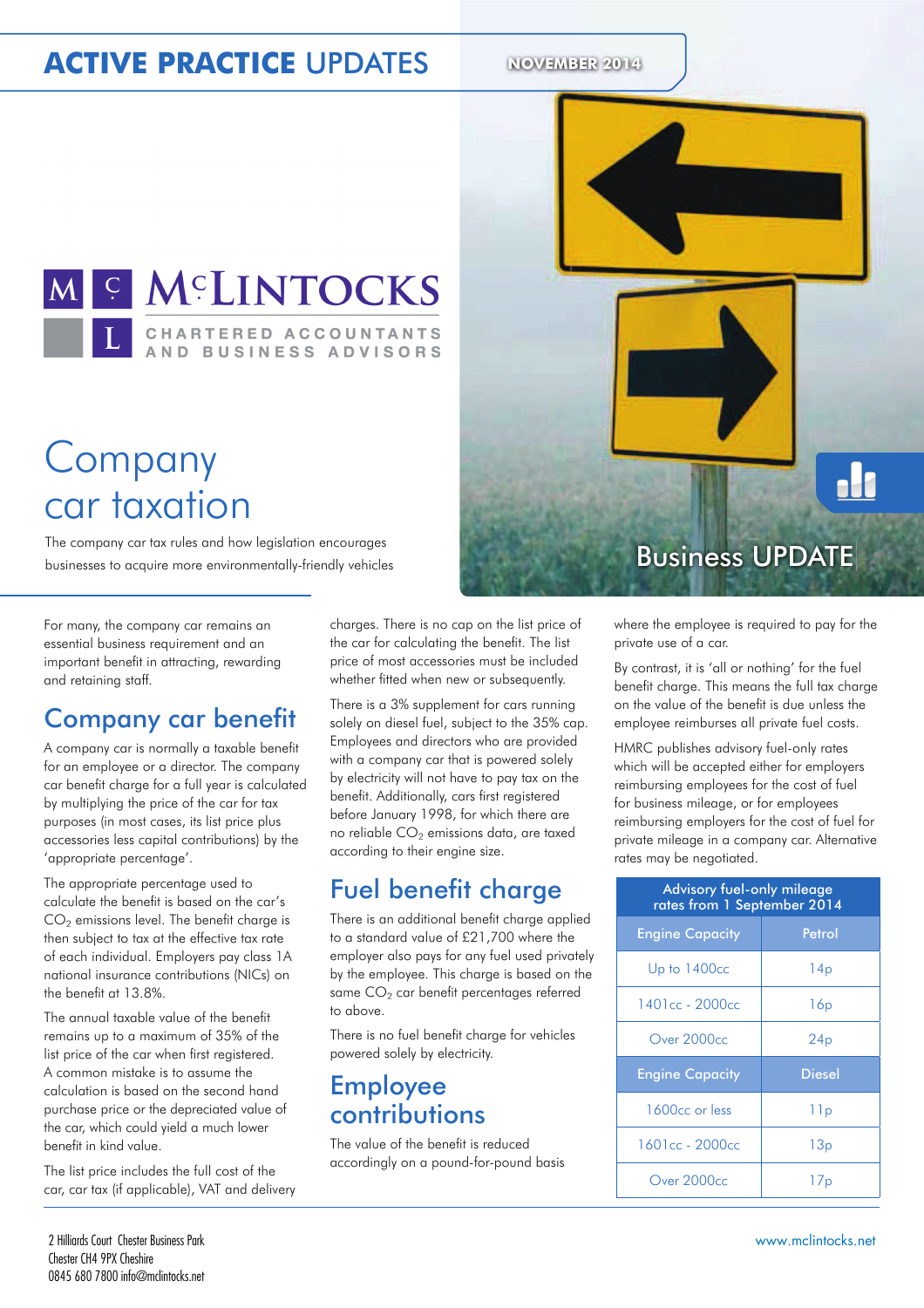# ACTIVE PRACTICE UPDATES

NOVEMBER 2014

McLINTOCKS
CHARTERED ACCOUNTANTS AND BUSINESS ADVISORS

Business UPDATE

# Company car taxation

The company car tax rules and how legislation encourages businesses to acquire more environmentally-friendly vehicles

For many, the company car remains an essential business requirement and an important benefit in attracting, rewarding and retaining staff.

## Company car benefit

A company car is normally a taxable benefit for an employee or a director. The company car benefit charge for a full year is calculated by multiplying the price of the car for tax purposes (in most cases, its list price plus accessories less capital contributions) by the 'appropriate percentage'.

The appropriate percentage used to calculate the benefit is based on the car's $CO_2$ emissions level. The benefit charge is then subject to tax at the effective tax rate of each individual. Employers pay class 1A national insurance contributions (NICs) on the benefit at 13.8%.

The annual taxable value of the benefit remains up to a maximum of 35% of the list price of the car when first registered. A common mistake is to assume the calculation is based on the second hand purchase price or the depreciated value of the car, which could yield a much lower benefit in kind value.

The list price includes the full cost of the car, car tax (if applicable), VAT and delivery charges. There is no cap on the list price of the car for calculating the benefit. The list price of most accessories must be included whether fitted when new or subsequently.

There is a 3% supplement for cars running solely on diesel fuel, subject to the 35% cap. Employees and directors who are provided with a company car that is powered solely by electricity will not have to pay tax on the benefit. Additionally, cars first registered before January 1998, for which there are no reliable $CO_2$ emissions data, are taxed according to their engine size.

## Fuel benefit charge

There is an additional benefit charge applied to a standard value of £21,700 where the employer also pays for any fuel used privately by the employee. This charge is based on the same $CO_2$ car benefit percentages referred to above.

There is no fuel benefit charge for vehicles powered solely by electricity.

## Employee contributions

The value of the benefit is reduced accordingly on a pound-for-pound basis where the employee is required to pay for the private use of a car.

By contrast, it is 'all or nothing' for the fuel benefit charge. This means the full tax charge on the value of the benefit is due unless the employee reimburses all private fuel costs.

HMRC publishes advisory fuel-only rates which will be accepted either for employers reimbursing employees for the cost of fuel for business mileage, or for employees reimbursing employers for the cost of fuel for private mileage in a company car. Alternative rates may be negotiated.

| Advisory fuel-only mileage rates from 1 September 2014 | |
|---|---|
| **Engine Capacity** | **Petrol** |
| Up to 1400cc | 14p |
| 1401cc - 2000cc | 16p |
| Over 2000cc | 24p |
| **Engine Capacity** | **Diesel** |
| 1600cc or less | 11p |
| 1601cc - 2000cc | 13p |
| Over 2000cc | 17p |

2 Hilliards Court Chester Business Park
Chester CH4 9PX Cheshire
0845 680 7800 info@mclintocks.net

www.mclintocks.net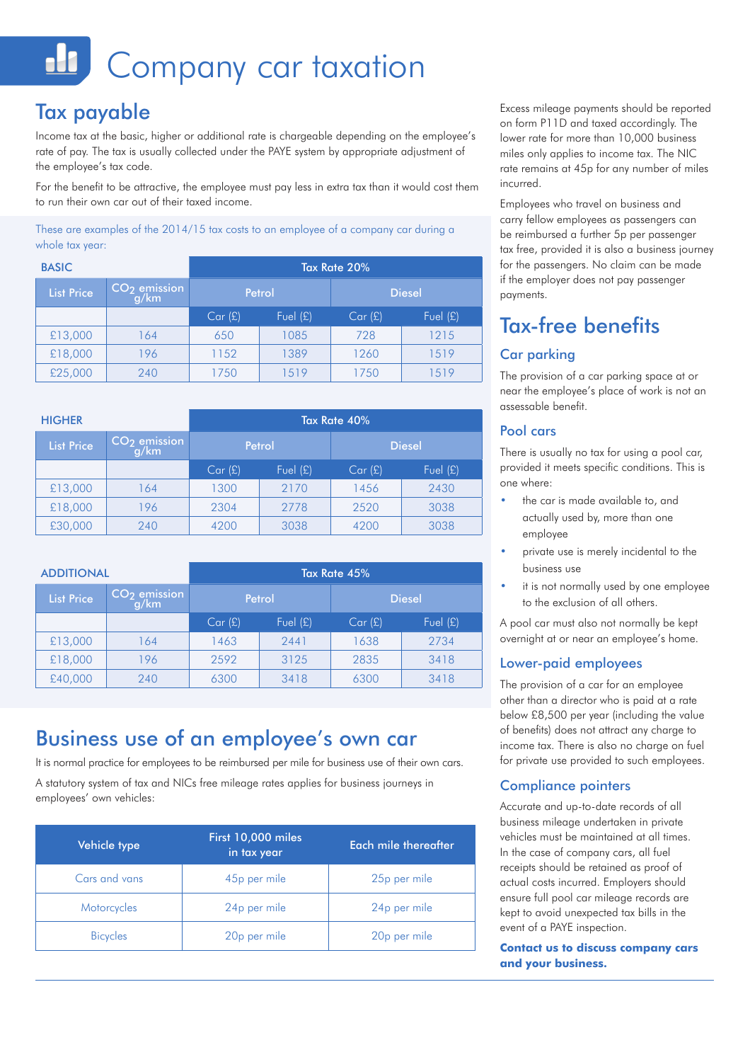# Company car taxation

## Tax payable

Income tax at the basic, higher or additional rate is chargeable depending on the employee's rate of pay. The tax is usually collected under the PAYE system by appropriate adjustment of the employee's tax code.

For the benefit to be attractive, the employee must pay less in extra tax than it would cost them to run their own car out of their taxed income.

These are examples of the 2014/15 tax costs to an employee of a company car during a whole tax year:

| BASIC | | Tax Rate 20% | | | |
|---|---|---|---|---|---|
| List Price | $CO_2$ emission g/km | Petrol | | Diesel | |
| | | Car (£) | Fuel (£) | Car (£) | Fuel (£) |
| £13,000 | 164 | 650 | 1085 | 728 | 1215 |
| £18,000 | 196 | 1152 | 1389 | 1260 | 1519 |
| £25,000 | 240 | 1750 | 1519 | 1750 | 1519 |

| HIGHER | | Tax Rate 40% | | | |
|---|---|---|---|---|---|
| List Price | $CO_2$ emission g/km | Petrol | | Diesel | |
| | | Car (£) | Fuel (£) | Car (£) | Fuel (£) |
| £13,000 | 164 | 1300 | 2170 | 1456 | 2430 |
| £18,000 | 196 | 2304 | 2778 | 2520 | 3038 |
| £30,000 | 240 | 4200 | 3038 | 4200 | 3038 |

| ADDITIONAL | | Tax Rate 45% | | | |
|---|---|---|---|---|---|
| List Price | $CO_2$ emission g/km | Petrol | | Diesel | |
| | | Car (£) | Fuel (£) | Car (£) | Fuel (£) |
| £13,000 | 164 | 1463 | 2441 | 1638 | 2734 |
| £18,000 | 196 | 2592 | 3125 | 2835 | 3418 |
| £40,000 | 240 | 6300 | 3418 | 6300 | 3418 |

## Business use of an employee's own car

It is normal practice for employees to be reimbursed per mile for business use of their own cars.

A statutory system of tax and NICs free mileage rates applies for business journeys in employees' own vehicles:

| Vehicle type | First 10,000 miles in tax year | Each mile thereafter |
|---|---|---|
| Cars and vans | 45p per mile | 25p per mile |
| Motorcycles | 24p per mile | 24p per mile |
| Bicycles | 20p per mile | 20p per mile |

Excess mileage payments should be reported on form P11D and taxed accordingly. The lower rate for more than 10,000 business miles only applies to income tax. The NIC rate remains at 45p for any number of miles incurred.

Employees who travel on business and carry fellow employees as passengers can be reimbursed a further 5p per passenger tax free, provided it is also a business journey for the passengers. No claim can be made if the employer does not pay passenger payments.

## Tax-free benefits

### Car parking

The provision of a car parking space at or near the employee's place of work is not an assessable benefit.

### Pool cars

There is usually no tax for using a pool car, provided it meets specific conditions. This is one where:

- the car is made available to, and actually used by, more than one employee
- private use is merely incidental to the business use
- it is not normally used by one employee to the exclusion of all others.

A pool car must also not normally be kept overnight at or near an employee's home.

### Lower-paid employees

The provision of a car for an employee other than a director who is paid at a rate below £8,500 per year (including the value of benefits) does not attract any charge to income tax. There is also no charge on fuel for private use provided to such employees.

### Compliance pointers

Accurate and up-to-date records of all business mileage undertaken in private vehicles must be maintained at all times. In the case of company cars, all fuel receipts should be retained as proof of actual costs incurred. Employers should ensure full pool car mileage records are kept to avoid unexpected tax bills in the event of a PAYE inspection.

**Contact us to discuss company cars and your business.**